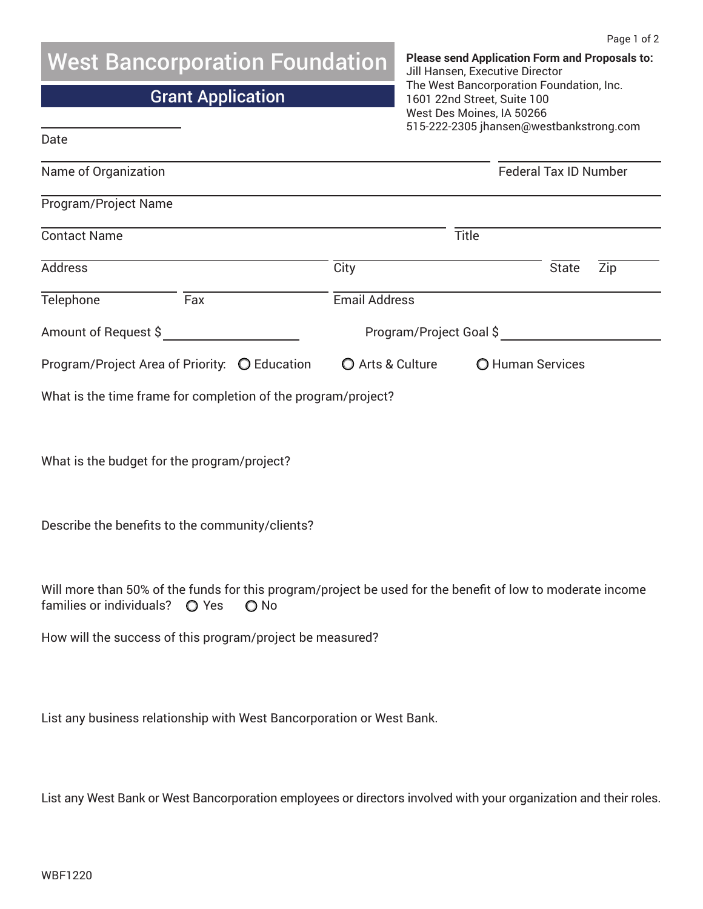# West Bancorporation Foundation

## Grant Application

**Please send Application Form and Proposals to:**
Jill Hansen, Executive Director
The West Bancorporation Foundation, Inc.
1601 22nd Street, Suite 100
West Des Moines, IA 50266
515-222-2305 jhansen@westbankstrong.com

Date

Name of Organization

Federal Tax ID Number

Program/Project Name

Contact Name

Title

Address

City

State

Zip

Telephone

Fax

Email Address

Amount of Request $

Program/Project Goal $

Program/Project Area of Priority: ○ Education ○ Arts & Culture ○ Human Services

What is the time frame for completion of the program/project?

What is the budget for the program/project?

Describe the benefits to the community/clients?

Will more than 50% of the funds for this program/project be used for the benefit of low to moderate income families or individuals? ○ Yes ○ No

How will the success of this program/project be measured?

List any business relationship with West Bancorporation or West Bank.

List any West Bank or West Bancorporation employees or directors involved with your organization and their roles.

WBF1220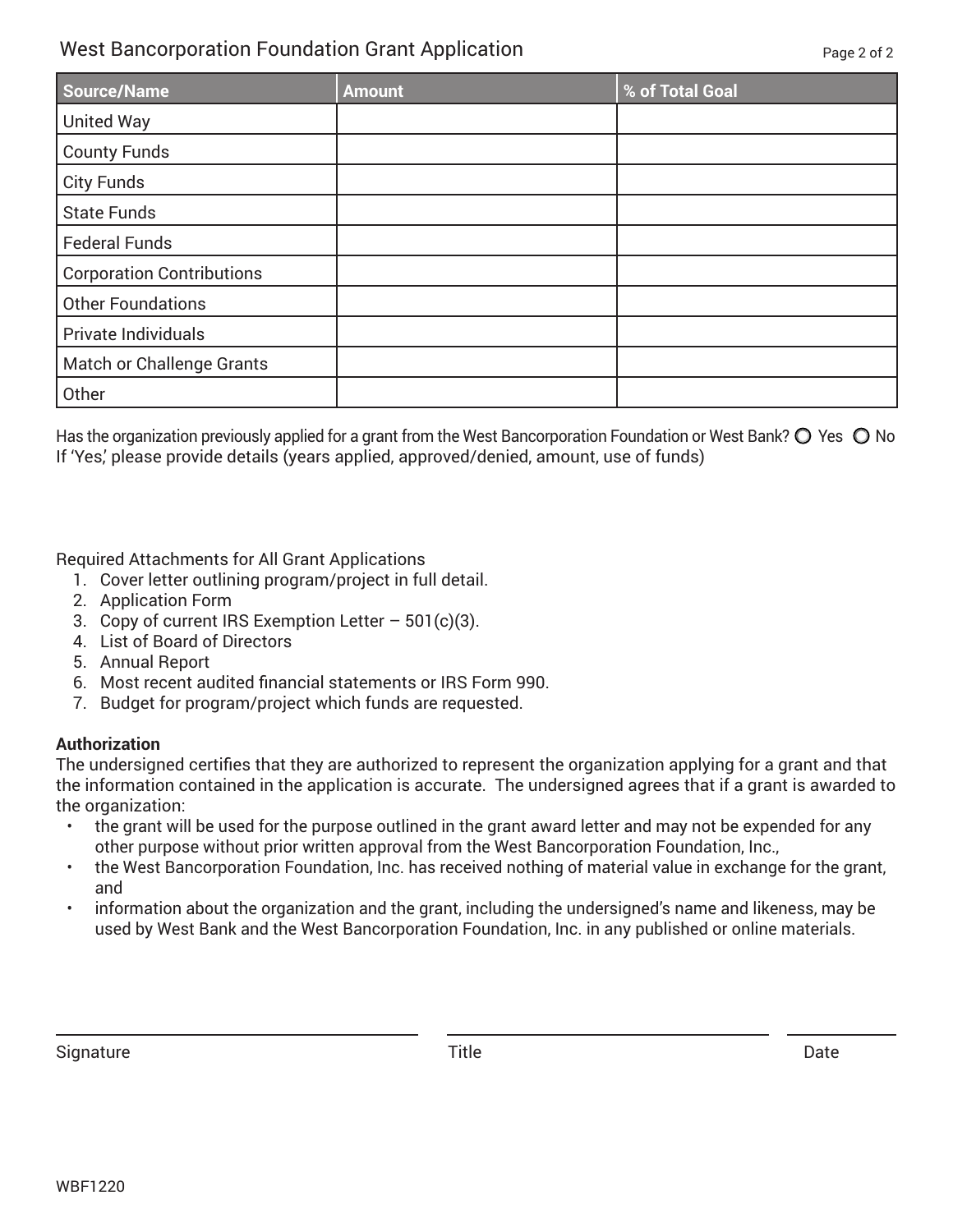| Source/Name | Amount | % of Total Goal |
|---|---|---|
| United Way | | |
| County Funds | | |
| City Funds | | |
| State Funds | | |
| Federal Funds | | |
| Corporation Contributions | | |
| Other Foundations | | |
| Private Individuals | | |
| Match or Challenge Grants | | |
| Other | | |

Has the organization previously applied for a grant from the West Bancorporation Foundation or West Bank? ○ Yes ○ No
If 'Yes,' please provide details (years applied, approved/denied, amount, use of funds)

Required Attachments for All Grant Applications

1. Cover letter outlining program/project in full detail.
2. Application Form
3. Copy of current IRS Exemption Letter – 501(c)(3).
4. List of Board of Directors
5. Annual Report
6. Most recent audited financial statements or IRS Form 990.
7. Budget for program/project which funds are requested.

**Authorization**

The undersigned certifies that they are authorized to represent the organization applying for a grant and that the information contained in the application is accurate. The undersigned agrees that if a grant is awarded to the organization:

- the grant will be used for the purpose outlined in the grant award letter and may not be expended for any other purpose without prior written approval from the West Bancorporation Foundation, Inc.,
- the West Bancorporation Foundation, Inc. has received nothing of material value in exchange for the grant, and
- information about the organization and the grant, including the undersigned's name and likeness, may be used by West Bank and the West Bancorporation Foundation, Inc. in any published or online materials.

Signature ______________________ Title ______________________ Date __________

WBF1220